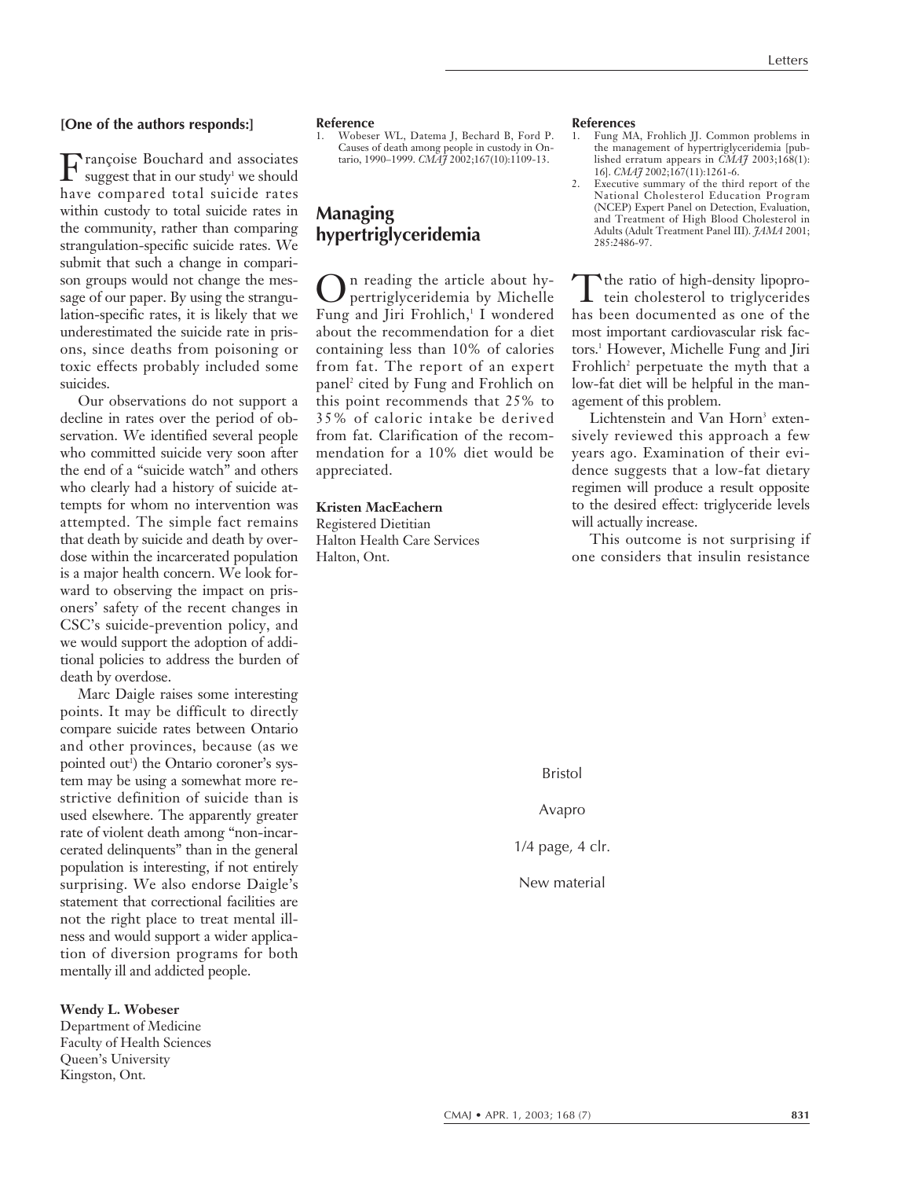**[One of the authors responds:]**

Françoise Bouchard and associates suggest that in our study[1] we should have compared total suicide rates within custody to total suicide rates in the community, rather than comparing strangulation-specific suicide rates. We submit that such a change in comparison groups would not change the message of our paper. By using the strangulation-specific rates, it is likely that we underestimated the suicide rate in prisons, since deaths from poisoning or toxic effects probably included some suicides.

Our observations do not support a decline in rates over the period of observation. We identified several people who committed suicide very soon after the end of a "suicide watch" and others who clearly had a history of suicide attempts for whom no intervention was attempted. The simple fact remains that death by suicide and death by overdose within the incarcerated population is a major health concern. We look forward to observing the impact on prisoners' safety of the recent changes in CSC's suicide-prevention policy, and we would support the adoption of additional policies to address the burden of death by overdose.

Marc Daigle raises some interesting points. It may be difficult to directly compare suicide rates between Ontario and other provinces, because (as we pointed out[1]) the Ontario coroner's system may be using a somewhat more restrictive definition of suicide than is used elsewhere. The apparently greater rate of violent death among "non-incarcerated delinquents" than in the general population is interesting, if not entirely surprising. We also endorse Daigle's statement that correctional facilities are not the right place to treat mental illness and would support a wider application of diversion programs for both mentally ill and addicted people.

**Wendy L. Wobeser**
Department of Medicine
Faculty of Health Sciences
Queen's University
Kingston, Ont.

**Reference**

1. Wobeser WL, Datema J, Bechard B, Ford P. Causes of death among people in custody in Ontario, 1990–1999. *CMAJ* 2002;167(10):1109-13.

## Managing hypertriglyceridemia

On reading the article about hypertriglyceridemia by Michelle Fung and Jiri Frohlich,[1] I wondered about the recommendation for a diet containing less than 10% of calories from fat. The report of an expert panel[2] cited by Fung and Frohlich on this point recommends that 25% to 35% of caloric intake be derived from fat. Clarification of the recommendation for a 10% diet would be appreciated.

**Kristen MacEachern**
Registered Dietitian
Halton Health Care Services
Halton, Ont.

**References**

1. Fung MA, Frohlich JJ. Common problems in the management of hypertriglyceridemia [published erratum appears in *CMAJ* 2003;168(1):16]. *CMAJ* 2002;167(11):1261-6.
2. Executive summary of the third report of the National Cholesterol Education Program (NCEP) Expert Panel on Detection, Evaluation, and Treatment of High Blood Cholesterol in Adults (Adult Treatment Panel III). *JAMA* 2001;285:2486-97.

The ratio of high-density lipoprotein cholesterol to triglycerides has been documented as one of the most important cardiovascular risk factors.[1] However, Michelle Fung and Jiri Frohlich[2] perpetuate the myth that a low-fat diet will be helpful in the management of this problem.

Lichtenstein and Van Horn[3] extensively reviewed this approach a few years ago. Examination of their evidence suggests that a low-fat dietary regimen will produce a result opposite to the desired effect: triglyceride levels will actually increase.

This outcome is not surprising if one considers that insulin resistance

Bristol

Avapro

1/4 page, 4 clr.

New material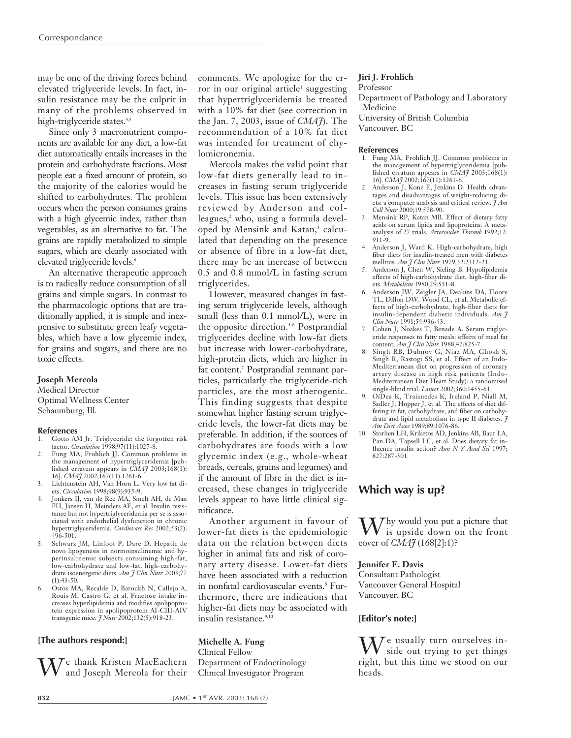may be one of the driving forces behind elevated triglyceride levels. In fact, insulin resistance may be the culprit in many of the problems observed in high-triglyceride states.[4,5]

Since only 3 macronutrient components are available for any diet, a low-fat diet automatically entails increases in the protein and carbohydrate fractions. Most people eat a fixed amount of protein, so the majority of the calories would be shifted to carbohydrates. The problem occurs when the person consumes grains with a high glycemic index, rather than vegetables, as an alternative to fat. The grains are rapidly metabolized to simple sugars, which are clearly associated with elevated triglyceride levels.[6]

An alternative therapeutic approach is to radically reduce consumption of all grains and simple sugars. In contrast to the pharmacologic options that are traditionally applied, it is simple and inexpensive to substitute green leafy vegetables, which have a low glycemic index, for grains and sugars, and there are no toxic effects.

**Joseph Mercola**
Medical Director
Optimal Wellness Center
Schaumburg, Ill.

**References**

1. Gotto AM Jr. Triglyceride: the forgotten risk factor. *Circulation* 1998;97(11):1027-8.
2. Fung MA, Frohlich JJ. Common problems in the management of hypertriglyceridemia [published erratum appears in *CMAJ* 2003;168(1):16]. *CMAJ* 2002;167(11):1261-6.
3. Lichtenstein AH, Van Horn L. Very low fat diets. *Circulation* 1998;98(9):935-9.
4. Jonkers IJ, van de Ree MA, Smelt AH, de Man FH, Jansen H, Meinders AE, et al. Insulin resistance but not hypertriglyceridemia per se is associated with endothelial dysfunction in chronic hypertriglyceridemia. *Cardiovasc Res* 2002;53(2):496-501.
5. Schwarz JM, Linfoot P, Dare D. Hepatic de novo lipogenesis in normoinsulinemic and hyperinsulinemic subjects consuming high-fat, low-carbohydrate and low-fat, high-carbohydrate isoenergetic diets. *Am J Clin Nutr* 2003;77(1):43-50.
6. Ostos MA, Recalde D, Baroukh N, Callejo A, Rouis M, Castro G, et al. Fructose intake increases hyperlipidemia and modifies apolipoprotein expression in apolipoprotein AI-CIII-AIV transgenic mice. *J Nutr* 2002;132(5):918-23.

### [The authors respond:]

We thank Kristen MacEachern and Joseph Mercola for their comments. We apologize for the error in our original article[1] suggesting that hypertriglyceridemia be treated with a 10% fat diet (see correction in the Jan. 7, 2003, issue of *CMAJ*). The recommendation of a 10% fat diet was intended for treatment of chylomicronemia.

Mercola makes the valid point that low-fat diets generally lead to increases in fasting serum triglyceride levels. This issue has been extensively reviewed by Anderson and colleagues,[2] who, using a formula developed by Mensink and Katan,[3] calculated that depending on the presence or absence of fibre in a low-fat diet, there may be an increase of between 0.5 and 0.8 mmol/L in fasting serum triglycerides.

However, measured changes in fasting serum triglyceride levels, although small (less than 0.1 mmol/L), were in the opposite direction.[4-6] Postprandial triglycerides decline with low-fat diets but increase with lower-carbohydrate, high-protein diets, which are higher in fat content.[7] Postprandial remnant particles, particularly the triglyceride-rich particles, are the most atherogenic. This finding suggests that despite somewhat higher fasting serum triglyceride levels, the lower-fat diets may be preferable. In addition, if the sources of carbohydrates are foods with a low glycemic index (e.g., whole-wheat breads, cereals, grains and legumes) and if the amount of fibre in the diet is increased, these changes in triglyceride levels appear to have little clinical significance.

Another argument in favour of lower-fat diets is the epidemiologic data on the relation between diets higher in animal fats and risk of coronary artery disease. Lower-fat diets have been associated with a reduction in nonfatal cardiovascular events.[8] Furthermore, there are indications that higher-fat diets may be associated with insulin resistance.[9,10]

**Michelle A. Fung**
Clinical Fellow
Department of Endocrinology
Clinical Investigator Program

**Jiri J. Frohlich**
Professor
Department of Pathology and Laboratory Medicine
University of British Columbia
Vancouver, BC

**References**

1. Fung MA, Frohlich JJ. Common problems in the management of hypertriglyceridemia [published erratum appears in *CMAJ* 2003;168(1):16]. *CMAJ* 2002;167(11):1261-6.
2. Anderson J, Konz E, Jenkins D. Health advantages and disadvantages of weight-reducing diets: a computer analysis and critical review. *J Am Coll Nutr* 2000;19:578-90.
3. Mensink RP, Katan MB. Effect of dietary fatty acids on serum lipids and lipoproteins. A meta-analysis of 27 trials. *Arterioscler Thromb* 1992;12:911-9.
4. Anderson J, Ward K. High-carbohydrate, high fiber diets for insulin-treated men with diabetes mellitus. *Am J Clin Nutr* 1979;32:2312-21.
5. Anderson J, Chen W, Sieling B. Hypolipidemia effects of high-carbohydrate diet, high-fiber diets. *Metabolism* 1980;29:551-8.
6. Anderson JW, Zeigler JA, Deakins DA, Floore TL, Dillon DW, Wood CL, et al. Metabolic effects of high-carbohydrate, high-fiber diets for insulin-dependent diabetic individuals. *Am J Clin Nutr* 1991;54:936-43.
7. Cohen J, Noakes T, Benade A. Serum triglyceride responses to fatty meals: effects of meal fat content. *Am J Clin Nutr* 1988;47:825-7.
8. Singh RB, Dubnov G, Niaz MA, Ghosh S, Singh R, Rastogi SS, et al. Effect of an Indo-Mediterranean diet on progression of coronary artery disease in high risk patients (Indo-Mediterranean Diet Heart Study): a randomised single-blind trial. *Lancet* 2002;360:1455-61.
9. OiDea K, Traianedes K, Ireland P, Niall M, Sadler J, Hopper J, et al. The effects of diet differing in fat, carbohydrate, and fiber on carbohydrate and lipid metabolism in type II diabetes. *J Am Diet Assoc* 1989;89:1076-86.
10. Storlien LH, Kriketos AD, Jenkins AB, Baur LA, Pan DA, Tapsell LC, et al. Does dietary fat influence insulin action? *Ann N Y Acad Sci* 1997;827:287-301.

## Which way is up?

Why would you put a picture that is upside down on the front cover of *CMAJ* (168[2]:1)?

**Jennifer E. Davis**
Consultant Pathologist
Vancouver General Hospital
Vancouver, BC

### [Editor's note:]

We usually turn ourselves inside out trying to get things right, but this time we stood on our heads.